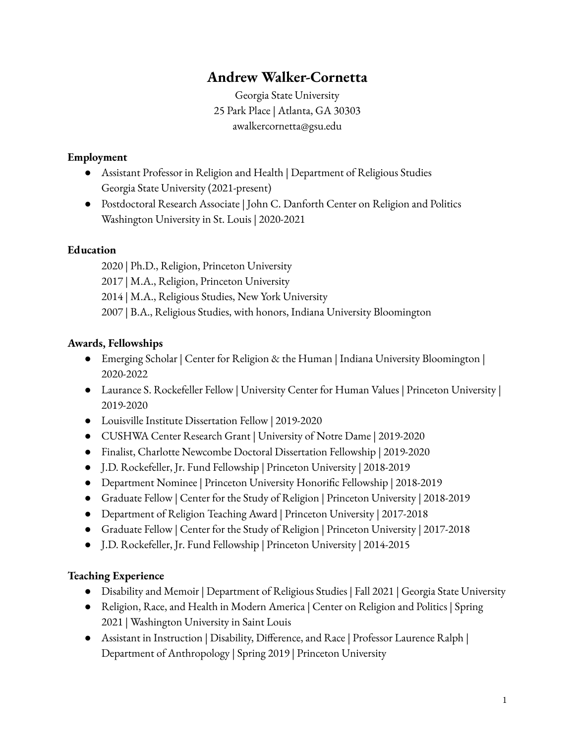# Andrew Walker-Cornetta

Georgia State University
25 Park Place | Atlanta, GA 30303
awalkercornetta@gsu.edu

## Employment

- Assistant Professor in Religion and Health | Department of Religious Studies
  Georgia State University (2021-present)
- Postdoctoral Research Associate | John C. Danforth Center on Religion and Politics
  Washington University in St. Louis | 2020-2021

## Education

2020 | Ph.D., Religion, Princeton University
2017 | M.A., Religion, Princeton University
2014 | M.A., Religious Studies, New York University
2007 | B.A., Religious Studies, with honors, Indiana University Bloomington

## Awards, Fellowships

- Emerging Scholar | Center for Religion & the Human | Indiana University Bloomington | 2020-2022
- Laurance S. Rockefeller Fellow | University Center for Human Values | Princeton University | 2019-2020
- Louisville Institute Dissertation Fellow | 2019-2020
- CUSHWA Center Research Grant | University of Notre Dame | 2019-2020
- Finalist, Charlotte Newcombe Doctoral Dissertation Fellowship | 2019-2020
- J.D. Rockefeller, Jr. Fund Fellowship | Princeton University | 2018-2019
- Department Nominee | Princeton University Honorific Fellowship | 2018-2019
- Graduate Fellow | Center for the Study of Religion | Princeton University | 2018-2019
- Department of Religion Teaching Award | Princeton University | 2017-2018
- Graduate Fellow | Center for the Study of Religion | Princeton University | 2017-2018
- J.D. Rockefeller, Jr. Fund Fellowship | Princeton University | 2014-2015

## Teaching Experience

- Disability and Memoir | Department of Religious Studies | Fall 2021 | Georgia State University
- Religion, Race, and Health in Modern America | Center on Religion and Politics | Spring 2021 | Washington University in Saint Louis
- Assistant in Instruction | Disability, Difference, and Race | Professor Laurence Ralph | Department of Anthropology | Spring 2019 | Princeton University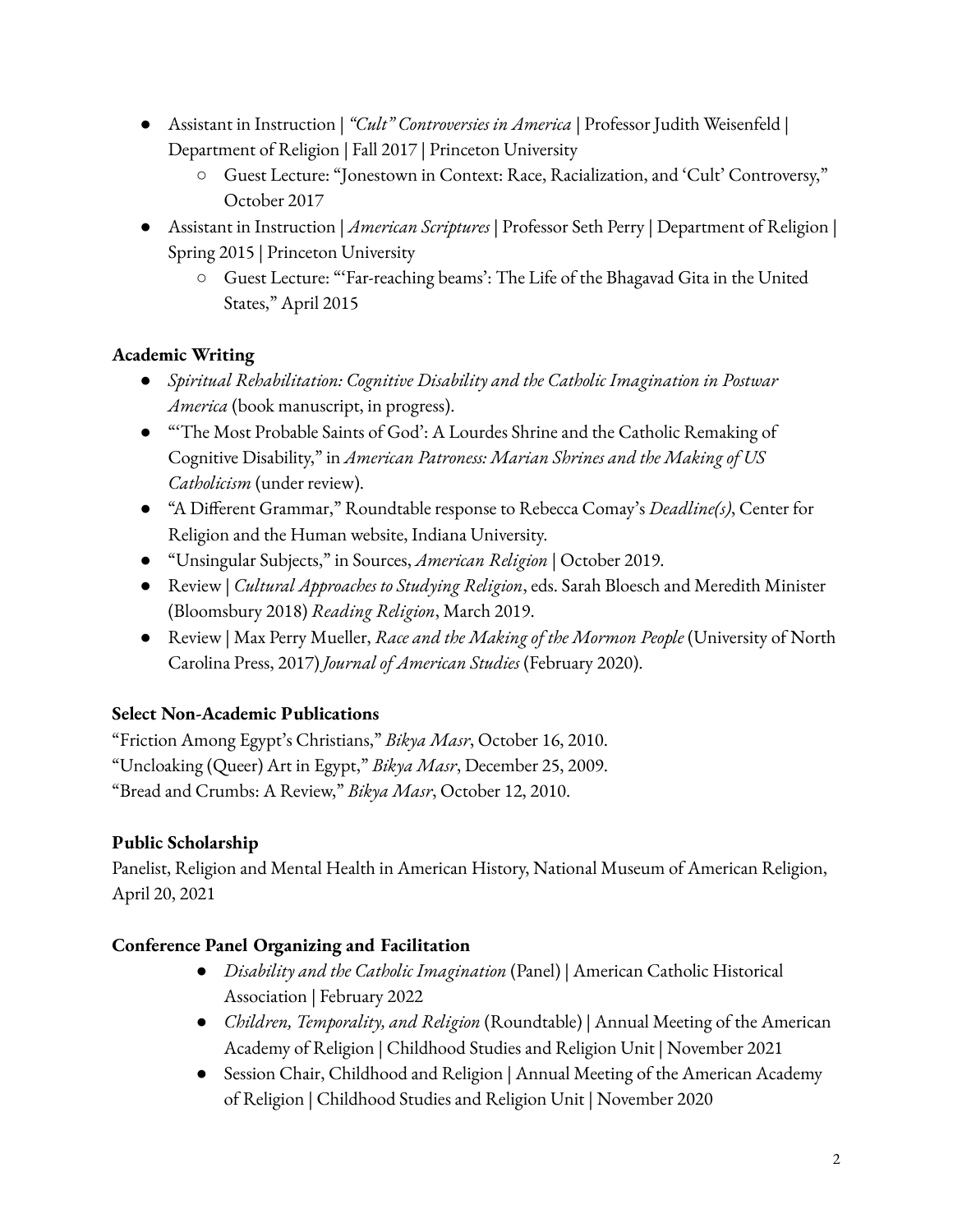- Assistant in Instruction | *"Cult" Controversies in America* | Professor Judith Weisenfeld | Department of Religion | Fall 2017 | Princeton University
    - Guest Lecture: "Jonestown in Context: Race, Racialization, and 'Cult' Controversy," October 2017
- Assistant in Instruction | *American Scriptures* | Professor Seth Perry | Department of Religion | Spring 2015 | Princeton University
    - Guest Lecture: "'Far-reaching beams': The Life of the Bhagavad Gita in the United States," April 2015

**Academic Writing**

- *Spiritual Rehabilitation: Cognitive Disability and the Catholic Imagination in Postwar America* (book manuscript, in progress).
- "'The Most Probable Saints of God': A Lourdes Shrine and the Catholic Remaking of Cognitive Disability," in *American Patroness: Marian Shrines and the Making of US Catholicism* (under review).
- "A Different Grammar," Roundtable response to Rebecca Comay's *Deadline(s)*, Center for Religion and the Human website, Indiana University.
- "Unsingular Subjects," in Sources, *American Religion* | October 2019.
- Review | *Cultural Approaches to Studying Religion*, eds. Sarah Bloesch and Meredith Minister (Bloomsbury 2018) *Reading Religion*, March 2019.
- Review | Max Perry Mueller, *Race and the Making of the Mormon People* (University of North Carolina Press, 2017) *Journal of American Studies* (February 2020).

**Select Non-Academic Publications**

"Friction Among Egypt's Christians," *Bikya Masr*, October 16, 2010.
"Uncloaking (Queer) Art in Egypt," *Bikya Masr*, December 25, 2009.
"Bread and Crumbs: A Review," *Bikya Masr*, October 12, 2010.

**Public Scholarship**

Panelist, Religion and Mental Health in American History, National Museum of American Religion, April 20, 2021

**Conference Panel Organizing and Facilitation**

- *Disability and the Catholic Imagination* (Panel) | American Catholic Historical Association | February 2022
- *Children, Temporality, and Religion* (Roundtable) | Annual Meeting of the American Academy of Religion | Childhood Studies and Religion Unit | November 2021
- Session Chair, Childhood and Religion | Annual Meeting of the American Academy of Religion | Childhood Studies and Religion Unit | November 2020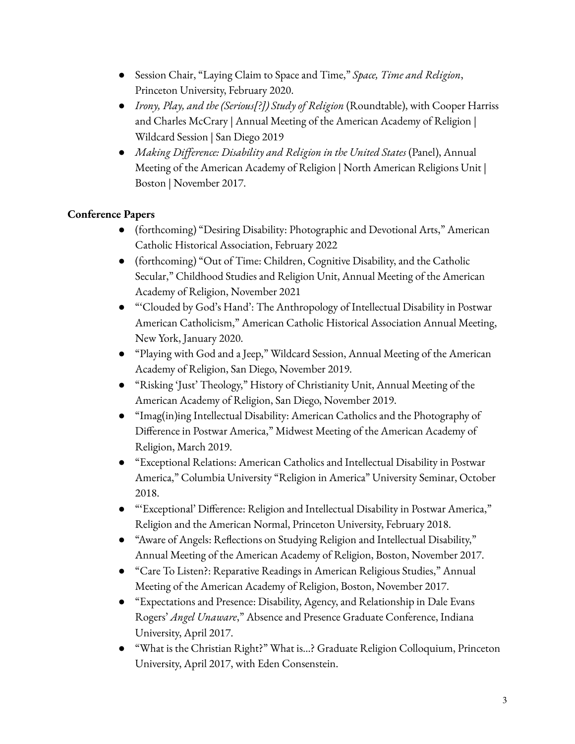- Session Chair, "Laying Claim to Space and Time," *Space, Time and Religion*, Princeton University, February 2020.
- *Irony, Play, and the (Serious[?]) Study of Religion* (Roundtable), with Cooper Harriss and Charles McCrary | Annual Meeting of the American Academy of Religion | Wildcard Session | San Diego 2019
- *Making Difference: Disability and Religion in the United States* (Panel), Annual Meeting of the American Academy of Religion | North American Religions Unit | Boston | November 2017.

**Conference Papers**

- (forthcoming) "Desiring Disability: Photographic and Devotional Arts," American Catholic Historical Association, February 2022
- (forthcoming) "Out of Time: Children, Cognitive Disability, and the Catholic Secular," Childhood Studies and Religion Unit, Annual Meeting of the American Academy of Religion, November 2021
- "'Clouded by God's Hand': The Anthropology of Intellectual Disability in Postwar American Catholicism," American Catholic Historical Association Annual Meeting, New York, January 2020.
- "Playing with God and a Jeep," Wildcard Session, Annual Meeting of the American Academy of Religion, San Diego, November 2019.
- "Risking 'Just' Theology," History of Christianity Unit, Annual Meeting of the American Academy of Religion, San Diego, November 2019.
- "Imag(in)ing Intellectual Disability: American Catholics and the Photography of Difference in Postwar America," Midwest Meeting of the American Academy of Religion, March 2019.
- "Exceptional Relations: American Catholics and Intellectual Disability in Postwar America," Columbia University "Religion in America" University Seminar, October 2018.
- "'Exceptional' Difference: Religion and Intellectual Disability in Postwar America," Religion and the American Normal, Princeton University, February 2018.
- "Aware of Angels: Reflections on Studying Religion and Intellectual Disability," Annual Meeting of the American Academy of Religion, Boston, November 2017.
- "Care To Listen?: Reparative Readings in American Religious Studies," Annual Meeting of the American Academy of Religion, Boston, November 2017.
- "Expectations and Presence: Disability, Agency, and Relationship in Dale Evans Rogers' *Angel Unaware*," Absence and Presence Graduate Conference, Indiana University, April 2017.
- "What is the Christian Right?" What is...? Graduate Religion Colloquium, Princeton University, April 2017, with Eden Consenstein.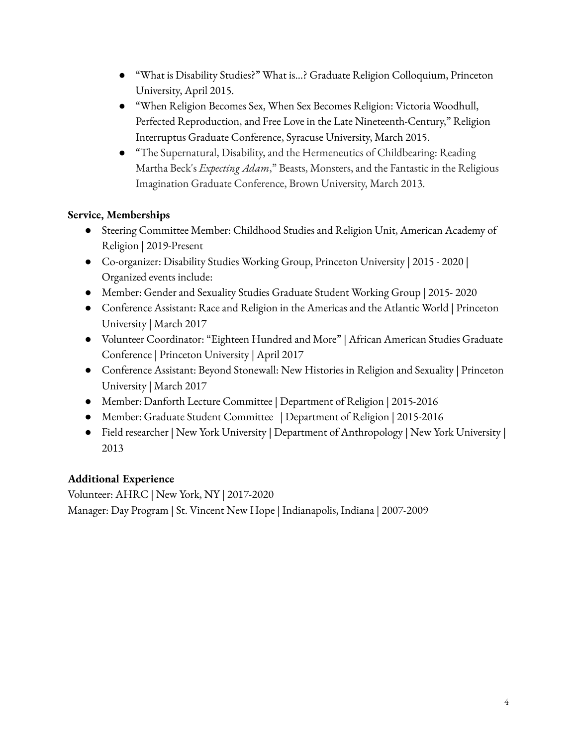- “What is Disability Studies?” What is...? Graduate Religion Colloquium, Princeton University, April 2015.
- “When Religion Becomes Sex, When Sex Becomes Religion: Victoria Woodhull, Perfected Reproduction, and Free Love in the Late Nineteenth-Century,” Religion Interruptus Graduate Conference, Syracuse University, March 2015.
- “The Supernatural, Disability, and the Hermeneutics of Childbearing: Reading Martha Beck's *Expecting Adam*,” Beasts, Monsters, and the Fantastic in the Religious Imagination Graduate Conference, Brown University, March 2013.

**Service, Memberships**

- Steering Committee Member: Childhood Studies and Religion Unit, American Academy of Religion | 2019-Present
- Co-organizer: Disability Studies Working Group, Princeton University | 2015 - 2020 | Organized events include:
- Member: Gender and Sexuality Studies Graduate Student Working Group | 2015- 2020
- Conference Assistant: Race and Religion in the Americas and the Atlantic World | Princeton University | March 2017
- Volunteer Coordinator: “Eighteen Hundred and More” | African American Studies Graduate Conference | Princeton University | April 2017
- Conference Assistant: Beyond Stonewall: New Histories in Religion and Sexuality | Princeton University | March 2017
- Member: Danforth Lecture Committee | Department of Religion | 2015-2016
- Member: Graduate Student Committee | Department of Religion | 2015-2016
- Field researcher | New York University | Department of Anthropology | New York University | 2013

**Additional Experience**

Volunteer: AHRC | New York, NY | 2017-2020

Manager: Day Program | St. Vincent New Hope | Indianapolis, Indiana | 2007-2009